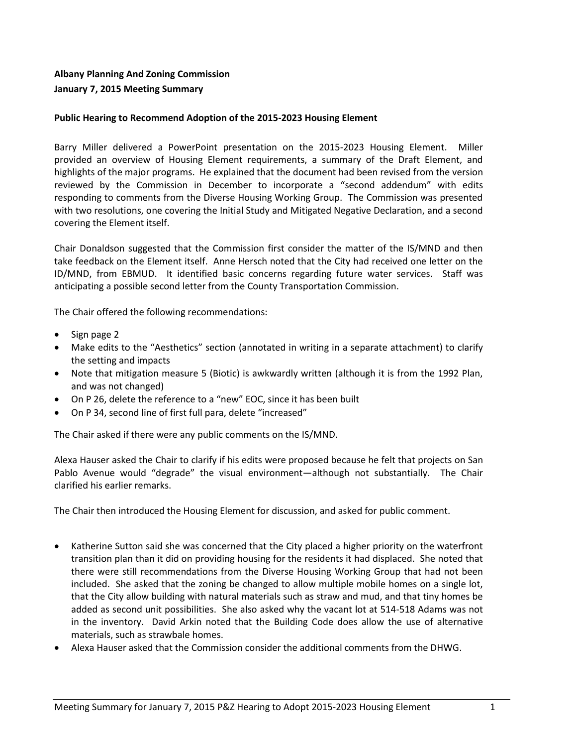**Albany Planning And Zoning Commission**
**January 7, 2015 Meeting Summary**

**Public Hearing to Recommend Adoption of the 2015-2023 Housing Element**

Barry Miller delivered a PowerPoint presentation on the 2015-2023 Housing Element. Miller provided an overview of Housing Element requirements, a summary of the Draft Element, and highlights of the major programs. He explained that the document had been revised from the version reviewed by the Commission in December to incorporate a "second addendum" with edits responding to comments from the Diverse Housing Working Group. The Commission was presented with two resolutions, one covering the Initial Study and Mitigated Negative Declaration, and a second covering the Element itself.

Chair Donaldson suggested that the Commission first consider the matter of the IS/MND and then take feedback on the Element itself. Anne Hersch noted that the City had received one letter on the ID/MND, from EBMUD. It identified basic concerns regarding future water services. Staff was anticipating a possible second letter from the County Transportation Commission.

The Chair offered the following recommendations:

- Sign page 2
- Make edits to the "Aesthetics" section (annotated in writing in a separate attachment) to clarify the setting and impacts
- Note that mitigation measure 5 (Biotic) is awkwardly written (although it is from the 1992 Plan, and was not changed)
- On P 26, delete the reference to a "new" EOC, since it has been built
- On P 34, second line of first full para, delete "increased"

The Chair asked if there were any public comments on the IS/MND.

Alexa Hauser asked the Chair to clarify if his edits were proposed because he felt that projects on San Pablo Avenue would "degrade" the visual environment—although not substantially. The Chair clarified his earlier remarks.

The Chair then introduced the Housing Element for discussion, and asked for public comment.

- Katherine Sutton said she was concerned that the City placed a higher priority on the waterfront transition plan than it did on providing housing for the residents it had displaced. She noted that there were still recommendations from the Diverse Housing Working Group that had not been included. She asked that the zoning be changed to allow multiple mobile homes on a single lot, that the City allow building with natural materials such as straw and mud, and that tiny homes be added as second unit possibilities. She also asked why the vacant lot at 514-518 Adams was not in the inventory. David Arkin noted that the Building Code does allow the use of alternative materials, such as strawbale homes.
- Alexa Hauser asked that the Commission consider the additional comments from the DHWG.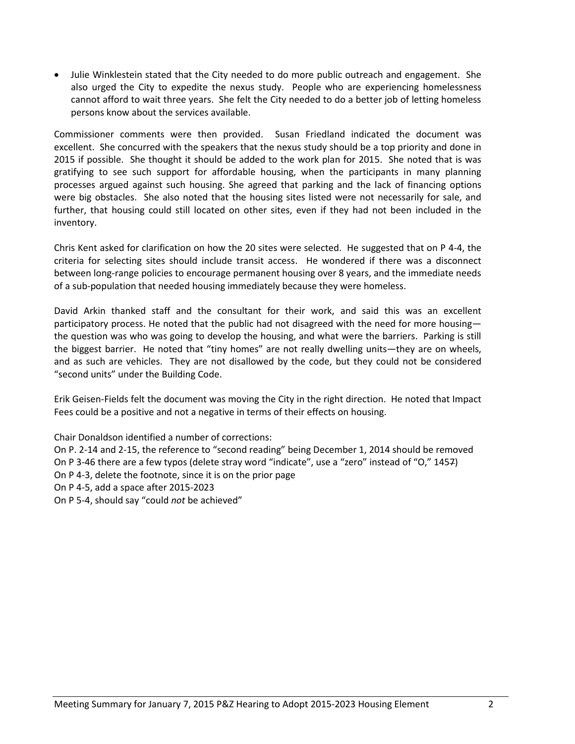- Julie Winklestein stated that the City needed to do more public outreach and engagement. She also urged the City to expedite the nexus study. People who are experiencing homelessness cannot afford to wait three years. She felt the City needed to do a better job of letting homeless persons know about the services available.

Commissioner comments were then provided. Susan Friedland indicated the document was excellent. She concurred with the speakers that the nexus study should be a top priority and done in 2015 if possible. She thought it should be added to the work plan for 2015. She noted that is was gratifying to see such support for affordable housing, when the participants in many planning processes argued against such housing. She agreed that parking and the lack of financing options were big obstacles. She also noted that the housing sites listed were not necessarily for sale, and further, that housing could still located on other sites, even if they had not been included in the inventory.

Chris Kent asked for clarification on how the 20 sites were selected. He suggested that on P 4-4, the criteria for selecting sites should include transit access. He wondered if there was a disconnect between long-range policies to encourage permanent housing over 8 years, and the immediate needs of a sub-population that needed housing immediately because they were homeless.

David Arkin thanked staff and the consultant for their work, and said this was an excellent participatory process. He noted that the public had not disagreed with the need for more housing—the question was who was going to develop the housing, and what were the barriers. Parking is still the biggest barrier. He noted that "tiny homes" are not really dwelling units—they are on wheels, and as such are vehicles. They are not disallowed by the code, but they could not be considered "second units" under the Building Code.

Erik Geisen-Fields felt the document was moving the City in the right direction. He noted that Impact Fees could be a positive and not a negative in terms of their effects on housing.

Chair Donaldson identified a number of corrections:
On P. 2-14 and 2-15, the reference to "second reading" being December 1, 2014 should be removed
On P 3-46 there are a few typos (delete stray word "indicate", use a "zero" instead of "O," 145~~7~~)
On P 4-3, delete the footnote, since it is on the prior page
On P 4-5, add a space after 2015-2023
On P 5-4, should say "could *not* be achieved"